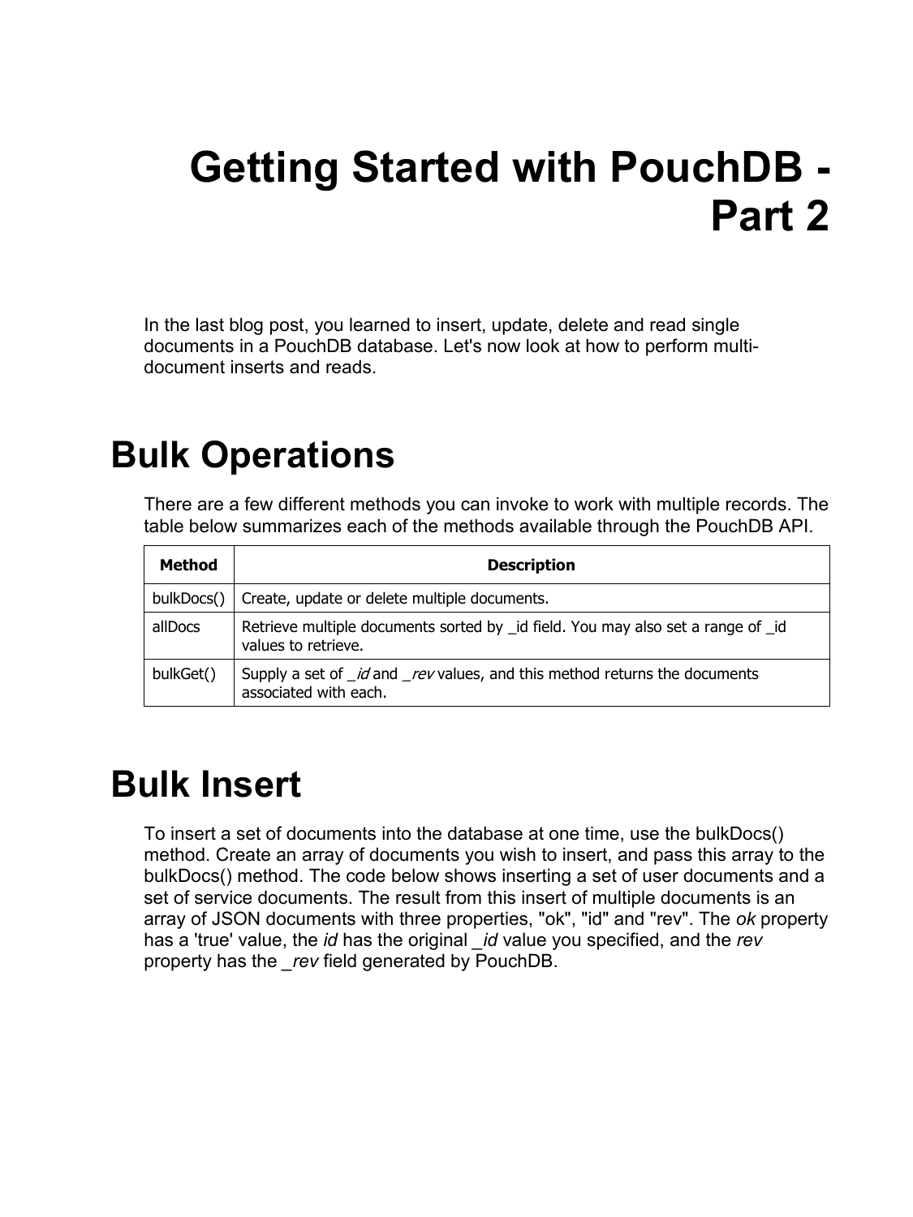# Getting Started with PouchDB - Part 2

In the last blog post, you learned to insert, update, delete and read single documents in a PouchDB database. Let's now look at how to perform multi-document inserts and reads.

## Bulk Operations

There are a few different methods you can invoke to work with multiple records. The table below summarizes each of the methods available through the PouchDB API.

| Method | Description |
|---|---|
| bulkDocs() | Create, update or delete multiple documents. |
| allDocs | Retrieve multiple documents sorted by _id field. You may also set a range of _id values to retrieve. |
| bulkGet() | Supply a set of *_id* and *_rev* values, and this method returns the documents associated with each. |

## Bulk Insert

To insert a set of documents into the database at one time, use the bulkDocs() method. Create an array of documents you wish to insert, and pass this array to the bulkDocs() method. The code below shows inserting a set of user documents and a set of service documents. The result from this insert of multiple documents is an array of JSON documents with three properties, "ok", "id" and "rev". The *ok* property has a 'true' value, the *id* has the original *_id* value you specified, and the *rev* property has the *_rev* field generated by PouchDB.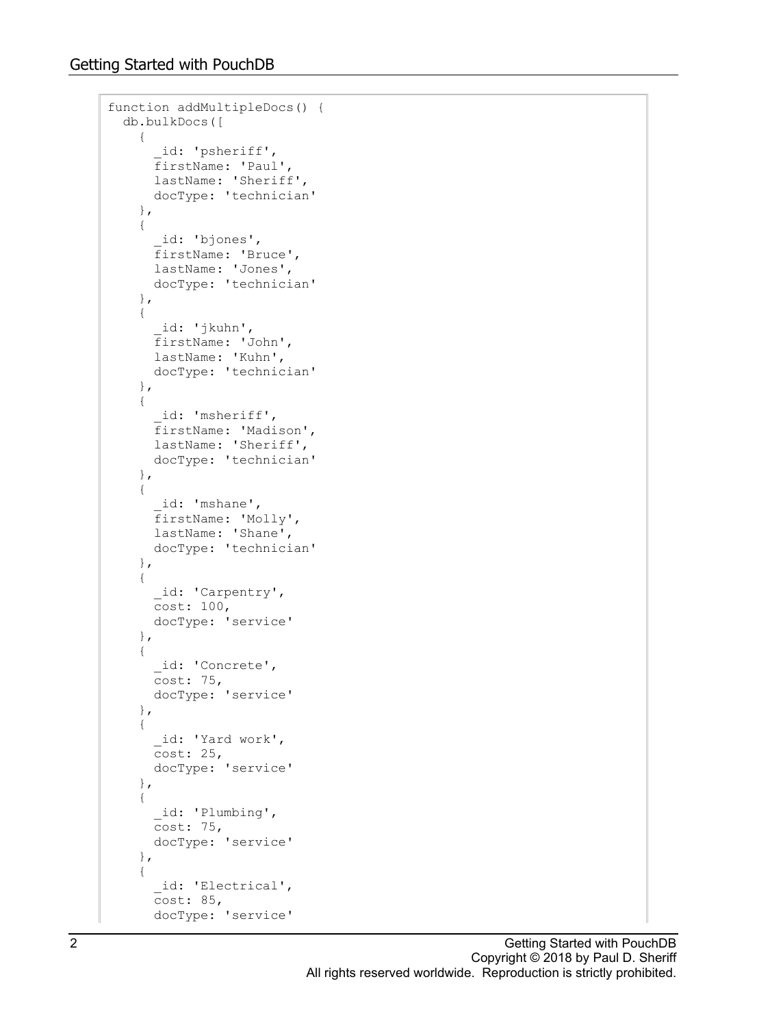```
function addMultipleDocs() {
  db.bulkDocs([
    {
      _id: 'psheriff',
      firstName: 'Paul',
      lastName: 'Sheriff',
      docType: 'technician'
    },
    {
      _id: 'bjones',
      firstName: 'Bruce',
      lastName: 'Jones',
      docType: 'technician'
    },
    {
      _id: 'jkuhn',
      firstName: 'John',
      lastName: 'Kuhn',
      docType: 'technician'
    },
    {
      _id: 'msheriff',
      firstName: 'Madison',
      lastName: 'Sheriff',
      docType: 'technician'
    },
    {
      _id: 'mshane',
      firstName: 'Molly',
      lastName: 'Shane',
      docType: 'technician'
    },
    {
      _id: 'Carpentry',
      cost: 100,
      docType: 'service'
    },
    {
      _id: 'Concrete',
      cost: 75,
      docType: 'service'
    },
    {
      _id: 'Yard work',
      cost: 25,
      docType: 'service'
    },
    {
      _id: 'Plumbing',
      cost: 75,
      docType: 'service'
    },
    {
      _id: 'Electrical',
      cost: 85,
      docType: 'service'
```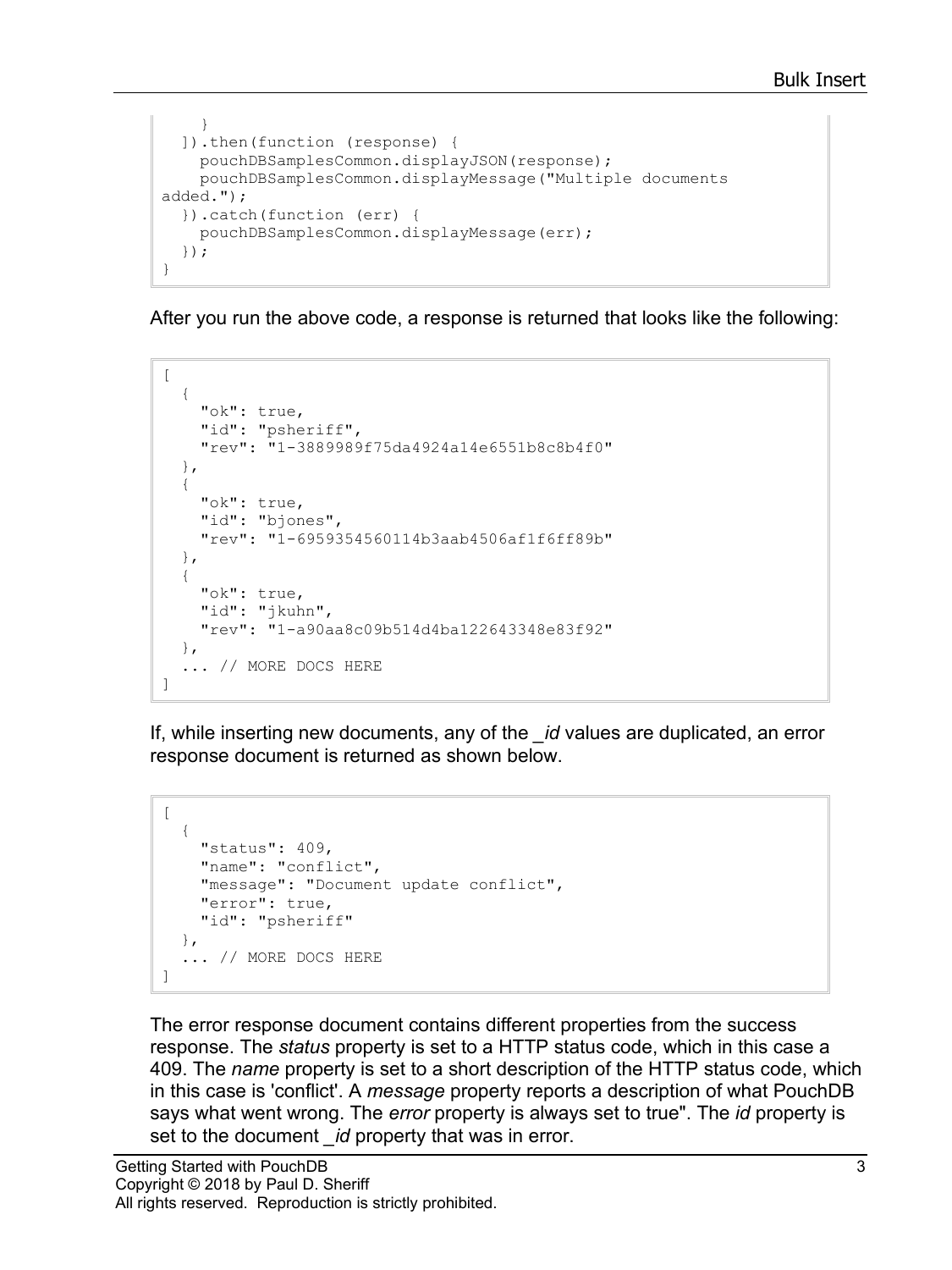```
    }
  ]).then(function (response) {
    pouchDBSamplesCommon.displayJSON(response);
    pouchDBSamplesCommon.displayMessage("Multiple documents
added.");
  }).catch(function (err) {
    pouchDBSamplesCommon.displayMessage(err);
  });
}
```

After you run the above code, a response is returned that looks like the following:

```
[
  {
    "ok": true,
    "id": "psheriff",
    "rev": "1-3889989f75da4924a14e6551b8c8b4f0"
  },
  {
    "ok": true,
    "id": "bjones",
    "rev": "1-6959354560114b3aab4506af1f6ff89b"
  },
  {
    "ok": true,
    "id": "jkuhn",
    "rev": "1-a90aa8c09b514d4ba122643348e83f92"
  },
  ... // MORE DOCS HERE
]
```

If, while inserting new documents, any of the *_id* values are duplicated, an error response document is returned as shown below.

```
[
  {
    "status": 409,
    "name": "conflict",
    "message": "Document update conflict",
    "error": true,
    "id": "psheriff"
  },
  ... // MORE DOCS HERE
]
```

The error response document contains different properties from the success response. The *status* property is set to a HTTP status code, which in this case a 409. The *name* property is set to a short description of the HTTP status code, which in this case is 'conflict'. A *message* property reports a description of what PouchDB says what went wrong. The *error* property is always set to true". The *id* property is set to the document *_id* property that was in error.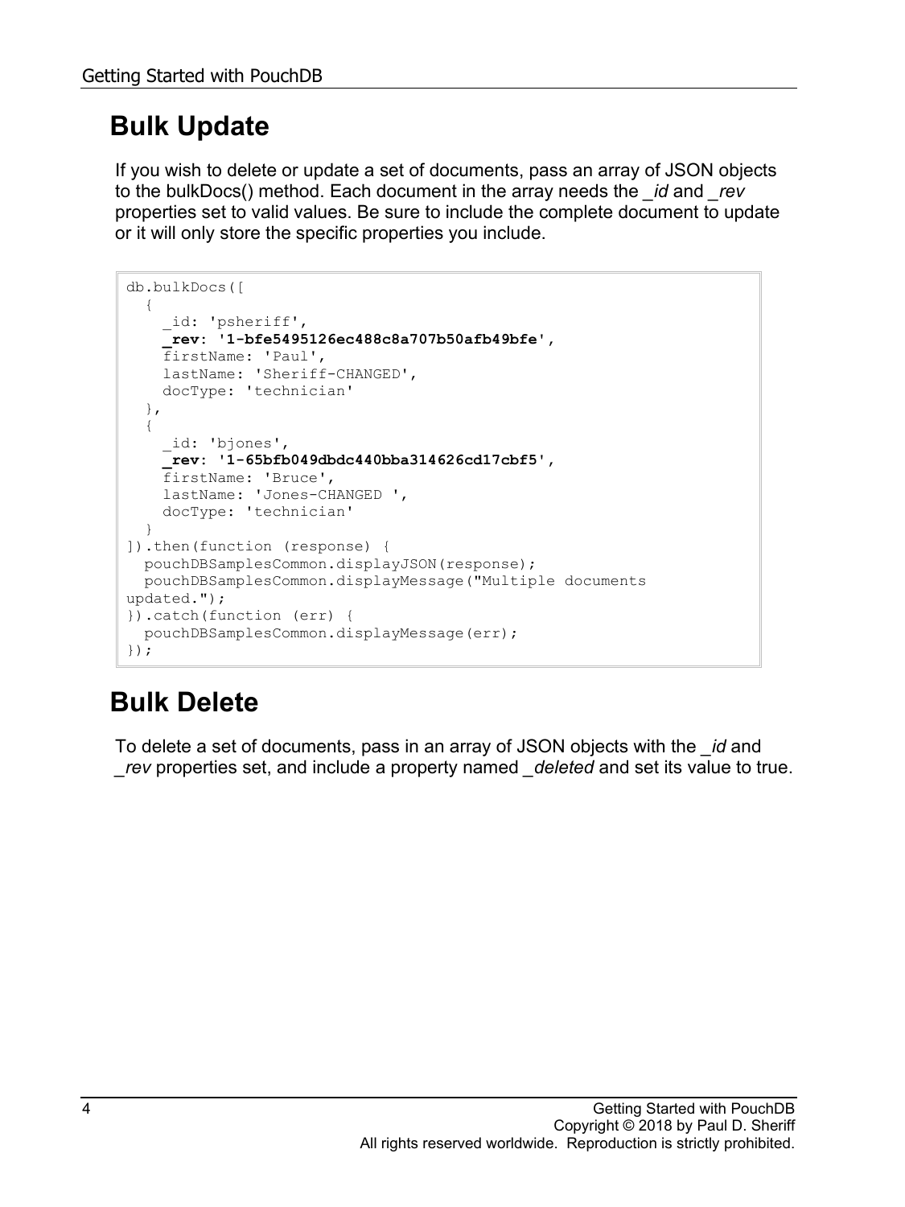## Bulk Update

If you wish to delete or update a set of documents, pass an array of JSON objects to the bulkDocs() method. Each document in the array needs the *_id* and *_rev* properties set to valid values. Be sure to include the complete document to update or it will only store the specific properties you include.

```
db.bulkDocs([
  {
    _id: 'psheriff',
    _rev: '1-bfe5495126ec488c8a707b50afb49bfe',
    firstName: 'Paul',
    lastName: 'Sheriff-CHANGED',
    docType: 'technician'
  },
  {
    _id: 'bjones',
    _rev: '1-65bfb049dbdc440bba314626cd17cbf5',
    firstName: 'Bruce',
    lastName: 'Jones-CHANGED ',
    docType: 'technician'
  }
]).then(function (response) {
  pouchDBSamplesCommon.displayJSON(response);
  pouchDBSamplesCommon.displayMessage("Multiple documents updated.");
}).catch(function (err) {
  pouchDBSamplesCommon.displayMessage(err);
});
```

## Bulk Delete

To delete a set of documents, pass in an array of JSON objects with the *_id* and *_rev* properties set, and include a property named *_deleted* and set its value to true.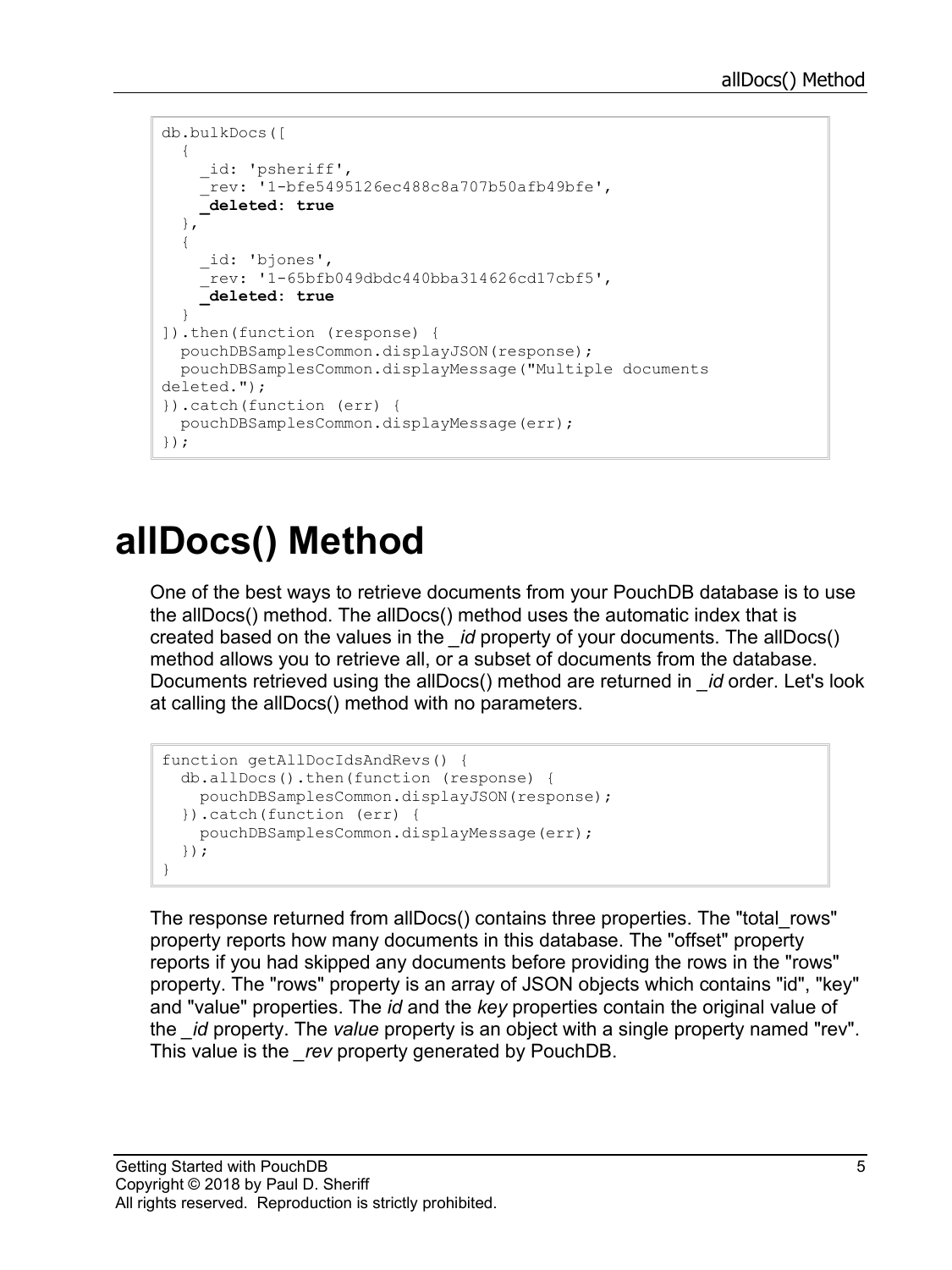```
db.bulkDocs([
  {
    _id: 'psheriff',
    _rev: '1-bfe5495126ec488c8a707b50afb49bfe',
    _deleted: true
  },
  {
    _id: 'bjones',
    _rev: '1-65bfb049dbdc440bba314626cd17cbf5',
    _deleted: true
  }
]).then(function (response) {
  pouchDBSamplesCommon.displayJSON(response);
  pouchDBSamplesCommon.displayMessage("Multiple documents
deleted.");
}).catch(function (err) {
  pouchDBSamplesCommon.displayMessage(err);
});
```

# allDocs() Method

One of the best ways to retrieve documents from your PouchDB database is to use the allDocs() method. The allDocs() method uses the automatic index that is created based on the values in the *_id* property of your documents. The allDocs() method allows you to retrieve all, or a subset of documents from the database. Documents retrieved using the allDocs() method are returned in *_id* order. Let's look at calling the allDocs() method with no parameters.

```
function getAllDocIdsAndRevs() {
  db.allDocs().then(function (response) {
    pouchDBSamplesCommon.displayJSON(response);
  }).catch(function (err) {
    pouchDBSamplesCommon.displayMessage(err);
  });
}
```

The response returned from allDocs() contains three properties. The "total_rows" property reports how many documents in this database. The "offset" property reports if you had skipped any documents before providing the rows in the "rows" property. The "rows" property is an array of JSON objects which contains "id", "key" and "value" properties. The *id* and the *key* properties contain the original value of the *_id* property. The *value* property is an object with a single property named "rev". This value is the *_rev* property generated by PouchDB.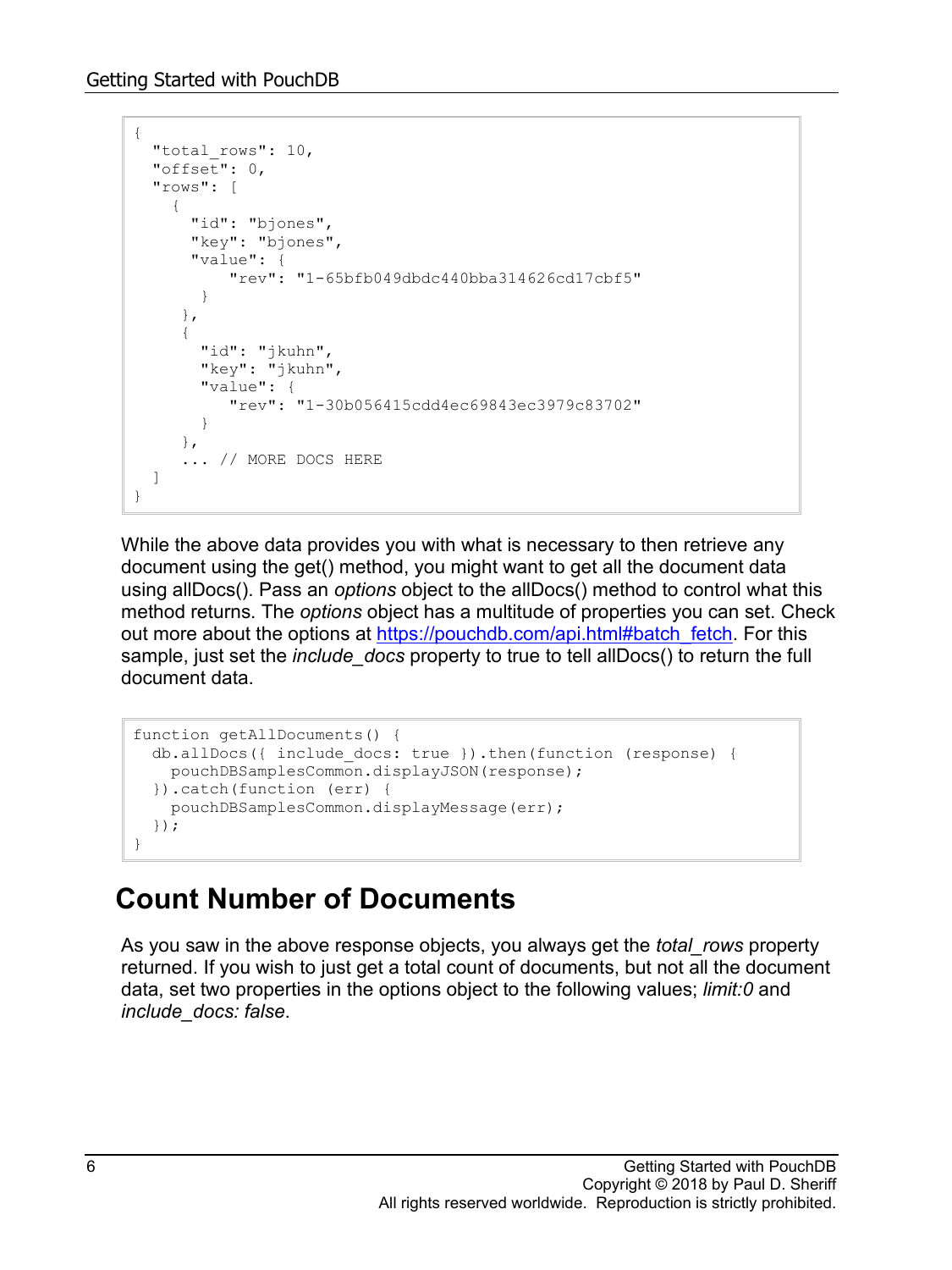```
{
  "total_rows": 10,
  "offset": 0,
  "rows": [
    {
      "id": "bjones",
      "key": "bjones",
      "value": {
          "rev": "1-65bfb049dbdc440bba314626cd17cbf5"
       }
     },
     {
       "id": "jkuhn",
       "key": "jkuhn",
       "value": {
          "rev": "1-30b056415cdd4ec69843ec3979c83702"
       }
     },
     ... // MORE DOCS HERE
  ]
}
```

While the above data provides you with what is necessary to then retrieve any document using the get() method, you might want to get all the document data using allDocs(). Pass an *options* object to the allDocs() method to control what this method returns. The *options* object has a multitude of properties you can set. Check out more about the options at [https://pouchdb.com/api.html#batch_fetch](https://pouchdb.com/api.html#batch_fetch). For this sample, just set the *include_docs* property to true to tell allDocs() to return the full document data.

```
function getAllDocuments() {
  db.allDocs({ include_docs: true }).then(function (response) {
    pouchDBSamplesCommon.displayJSON(response);
  }).catch(function (err) {
    pouchDBSamplesCommon.displayMessage(err);
  });
}
```

## Count Number of Documents

As you saw in the above response objects, you always get the *total_rows* property returned. If you wish to just get a total count of documents, but not all the document data, set two properties in the options object to the following values; *limit:0* and *include_docs: false*.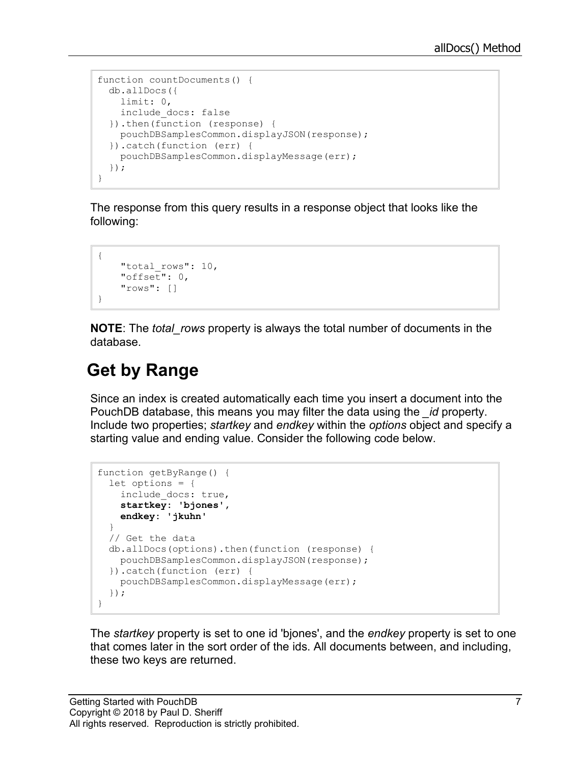```
function countDocuments() {
  db.allDocs({
    limit: 0,
    include_docs: false
  }).then(function (response) {
    pouchDBSamplesCommon.displayJSON(response);
  }).catch(function (err) {
    pouchDBSamplesCommon.displayMessage(err);
  });
}
```

The response from this query results in a response object that looks like the following:

```
{
    "total_rows": 10,
    "offset": 0,
    "rows": []
}
```

**NOTE**: The *total_rows* property is always the total number of documents in the database.

## Get by Range

Since an index is created automatically each time you insert a document into the PouchDB database, this means you may filter the data using the *_id* property. Include two properties; *startkey* and *endkey* within the *options* object and specify a starting value and ending value. Consider the following code below.

```
function getByRange() {
  let options = {
    include_docs: true,
    startkey: 'bjones',
    endkey: 'jkuhn'
  }
  // Get the data
  db.allDocs(options).then(function (response) {
    pouchDBSamplesCommon.displayJSON(response);
  }).catch(function (err) {
    pouchDBSamplesCommon.displayMessage(err);
  });
}
```

The *startkey* property is set to one id 'bjones', and the *endkey* property is set to one that comes later in the sort order of the ids. All documents between, and including, these two keys are returned.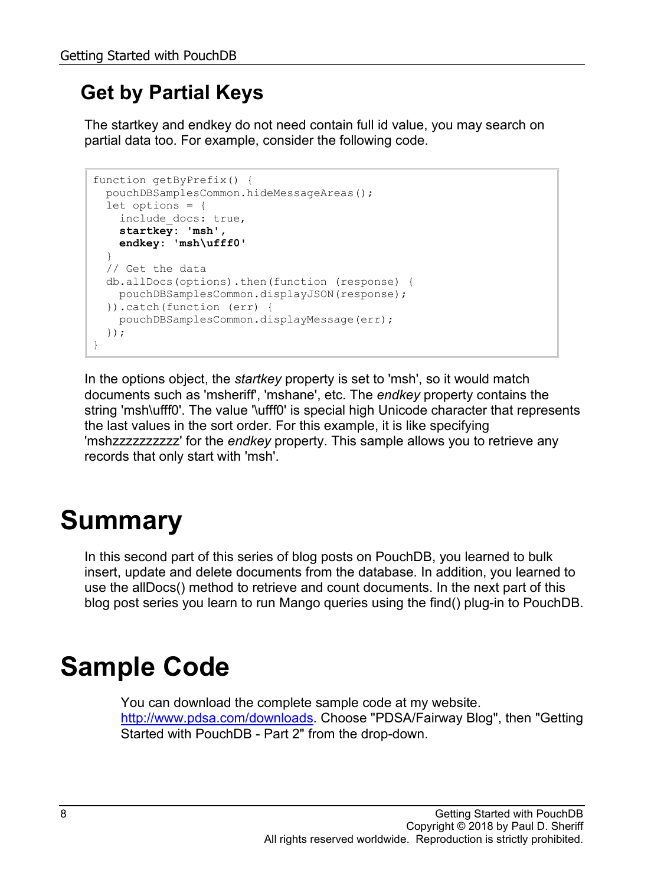## Get by Partial Keys

The startkey and endkey do not need contain full id value, you may search on partial data too. For example, consider the following code.

```
function getByPrefix() {
  pouchDBSamplesCommon.hideMessageAreas();
  let options = {
    include_docs: true,
    startkey: 'msh',
    endkey: 'msh\ufff0'
  }
  // Get the data
  db.allDocs(options).then(function (response) {
    pouchDBSamplesCommon.displayJSON(response);
  }).catch(function (err) {
    pouchDBSamplesCommon.displayMessage(err);
  });
}
```

In the options object, the *startkey* property is set to 'msh', so it would match documents such as 'msheriff', 'mshane', etc. The *endkey* property contains the string 'msh\ufff0'. The value '\ufff0' is special high Unicode character that represents the last values in the sort order. For this example, it is like specifying 'mshzzzzzzzzzz' for the *endkey* property. This sample allows you to retrieve any records that only start with 'msh'.

# Summary

In this second part of this series of blog posts on PouchDB, you learned to bulk insert, update and delete documents from the database. In addition, you learned to use the allDocs() method to retrieve and count documents. In the next part of this blog post series you learn to run Mango queries using the find() plug-in to PouchDB.

# Sample Code

You can download the complete sample code at my website. [http://www.pdsa.com/downloads](http://www.pdsa.com/downloads). Choose "PDSA/Fairway Blog", then "Getting Started with PouchDB - Part 2" from the drop-down.